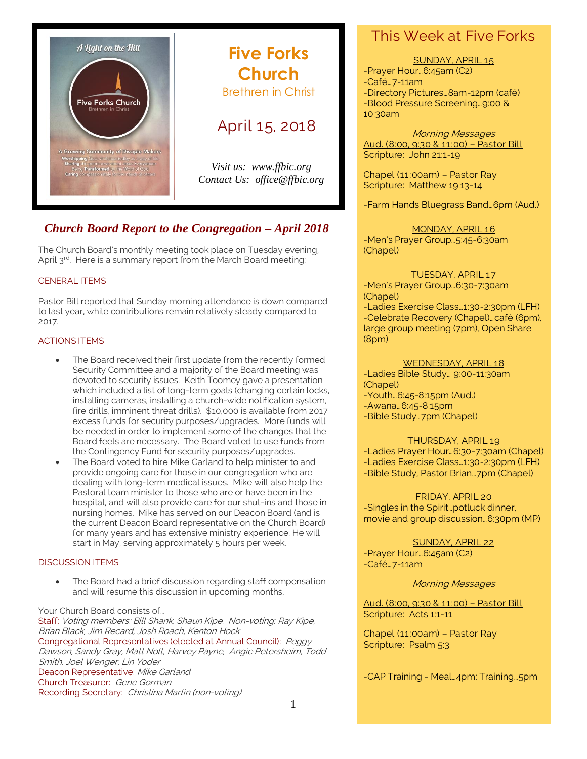# Five Forks Church

Brethren in Christ

April 15, 2018

*Visit us: www.ffbic.org*
*Contact Us: office@ffbic.org*

## *Church Board Report to the Congregation – April 2018*

The Church Board's monthly meeting took place on Tuesday evening, April 3rd. Here is a summary report from the March Board meeting:

### GENERAL ITEMS

Pastor Bill reported that Sunday morning attendance is down compared to last year, while contributions remain relatively steady compared to 2017.

### ACTIONS ITEMS

- The Board received their first update from the recently formed Security Committee and a majority of the Board meeting was devoted to security issues. Keith Toomey gave a presentation which included a list of long-term goals (changing certain locks, installing cameras, installing a church-wide notification system, fire drills, imminent threat drills). $10,000 is available from 2017 excess funds for security purposes/upgrades. More funds will be needed in order to implement some of the changes that the Board feels are necessary. The Board voted to use funds from the Contingency Fund for security purposes/upgrades.
- The Board voted to hire Mike Garland to help minister to and provide ongoing care for those in our congregation who are dealing with long-term medical issues. Mike will also help the Pastoral team minister to those who are or have been in the hospital, and will also provide care for our shut-ins and those in nursing homes. Mike has served on our Deacon Board (and is the current Deacon Board representative on the Church Board) for many years and has extensive ministry experience. He will start in May, serving approximately 5 hours per week.

### DISCUSSION ITEMS

- The Board had a brief discussion regarding staff compensation and will resume this discussion in upcoming months.

Your Church Board consists of…
Staff: *Voting members: Bill Shank, Shaun Kipe. Non-voting: Ray Kipe, Brian Black, Jim Recard, Josh Roach, Kenton Hock*
Congregational Representatives (elected at Annual Council): *Peggy Dawson, Sandy Gray, Matt Nolt, Harvey Payne, Angie Petersheim, Todd Smith, Joel Wenger, Lin Yoder*
Deacon Representative: *Mike Garland*
Church Treasurer: *Gene Gorman*
Recording Secretary: *Christina Martin (non-voting)*

## This Week at Five Forks

**SUNDAY, APRIL 15**
-Prayer Hour…6:45am (C2)
-Café…7-11am
-Directory Pictures…8am-12pm (café)
-Blood Pressure Screening…9:00 & 10:30am

*Morning Messages*
Aud. (8:00, 9:30 & 11:00) – Pastor Bill
Scripture: John 21:1-19

Chapel (11:00am) – Pastor Ray
Scripture: Matthew 19:13-14

-Farm Hands Bluegrass Band…6pm (Aud.)

**MONDAY, APRIL 16**
-Men's Prayer Group…5:45-6:30am (Chapel)

**TUESDAY, APRIL 17**
-Men's Prayer Group…6:30-7:30am (Chapel)
-Ladies Exercise Class…1:30-2:30pm (LFH)
-Celebrate Recovery (Chapel)…café (6pm), large group meeting (7pm), Open Share (8pm)

**WEDNESDAY, APRIL 18**
-Ladies Bible Study… 9:00-11:30am (Chapel)
-Youth…6:45-8:15pm (Aud.)
-Awana…6:45-8:15pm
-Bible Study…7pm (Chapel)

**THURSDAY, APRIL 19**
-Ladies Prayer Hour…6:30-7:30am (Chapel)
-Ladies Exercise Class…1:30-2:30pm (LFH)
-Bible Study, Pastor Brian…7pm (Chapel)

**FRIDAY, APRIL 20**
-Singles in the Spirit…potluck dinner, movie and group discussion…6:30pm (MP)

**SUNDAY, APRIL 22**
-Prayer Hour…6:45am (C2)
-Café…7-11am

*Morning Messages*
Aud. (8:00, 9:30 & 11:00) – Pastor Bill
Scripture: Acts 1:1-11

Chapel (11:00am) – Pastor Ray
Scripture: Psalm 5:3

-CAP Training - Meal…4pm; Training…5pm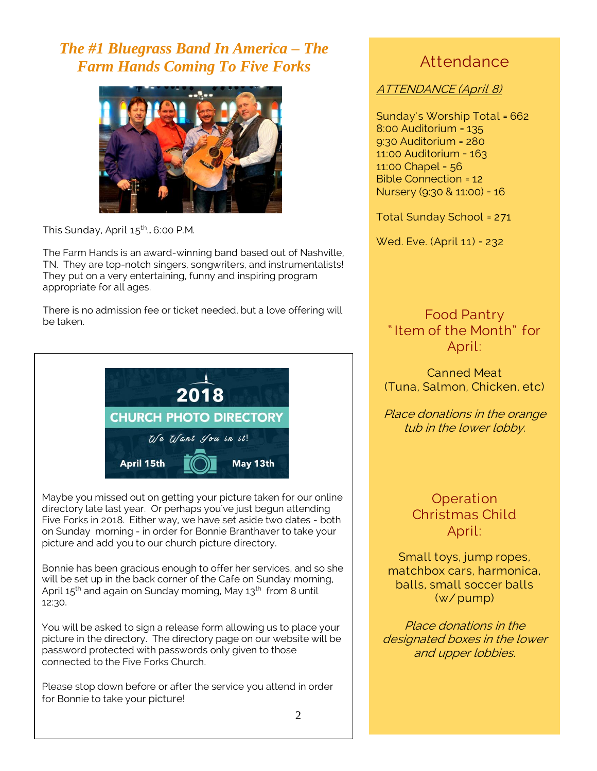## The #1 Bluegrass Band In America – The Farm Hands Coming To Five Forks

This Sunday, April 15th… 6:00 P.M.

The Farm Hands is an award-winning band based out of Nashville, TN. They are top-notch singers, songwriters, and instrumentalists! They put on a very entertaining, funny and inspiring program appropriate for all ages.

There is no admission fee or ticket needed, but a love offering will be taken.

**2018 CHURCH PHOTO DIRECTORY**

*We Want You in it!*

April 15th May 13th

Maybe you missed out on getting your picture taken for our online directory late last year. Or perhaps you've just begun attending Five Forks in 2018. Either way, we have set aside two dates - both on Sunday morning - in order for Bonnie Branthaver to take your picture and add you to our church picture directory.

Bonnie has been gracious enough to offer her services, and so she will be set up in the back corner of the Cafe on Sunday morning, April 15th and again on Sunday morning, May 13th from 8 until 12:30.

You will be asked to sign a release form allowing us to place your picture in the directory. The directory page on our website will be password protected with passwords only given to those connected to the Five Forks Church.

Please stop down before or after the service you attend in order for Bonnie to take your picture!

## Attendance

ATTENDANCE (April 8)

Sunday's Worship Total = 662
8:00 Auditorium = 135
9:30 Auditorium = 280
11:00 Auditorium = 163
11:00 Chapel = 56
Bible Connection = 12
Nursery (9:30 & 11:00) = 16

Total Sunday School = 271

Wed. Eve. (April 11) = 232

## Food Pantry "Item of the Month" for April:

Canned Meat
(Tuna, Salmon, Chicken, etc)

*Place donations in the orange tub in the lower lobby.*

## Operation Christmas Child April:

Small toys, jump ropes, matchbox cars, harmonica, balls, small soccer balls (w/ pump)

*Place donations in the designated boxes in the lower and upper lobbies.*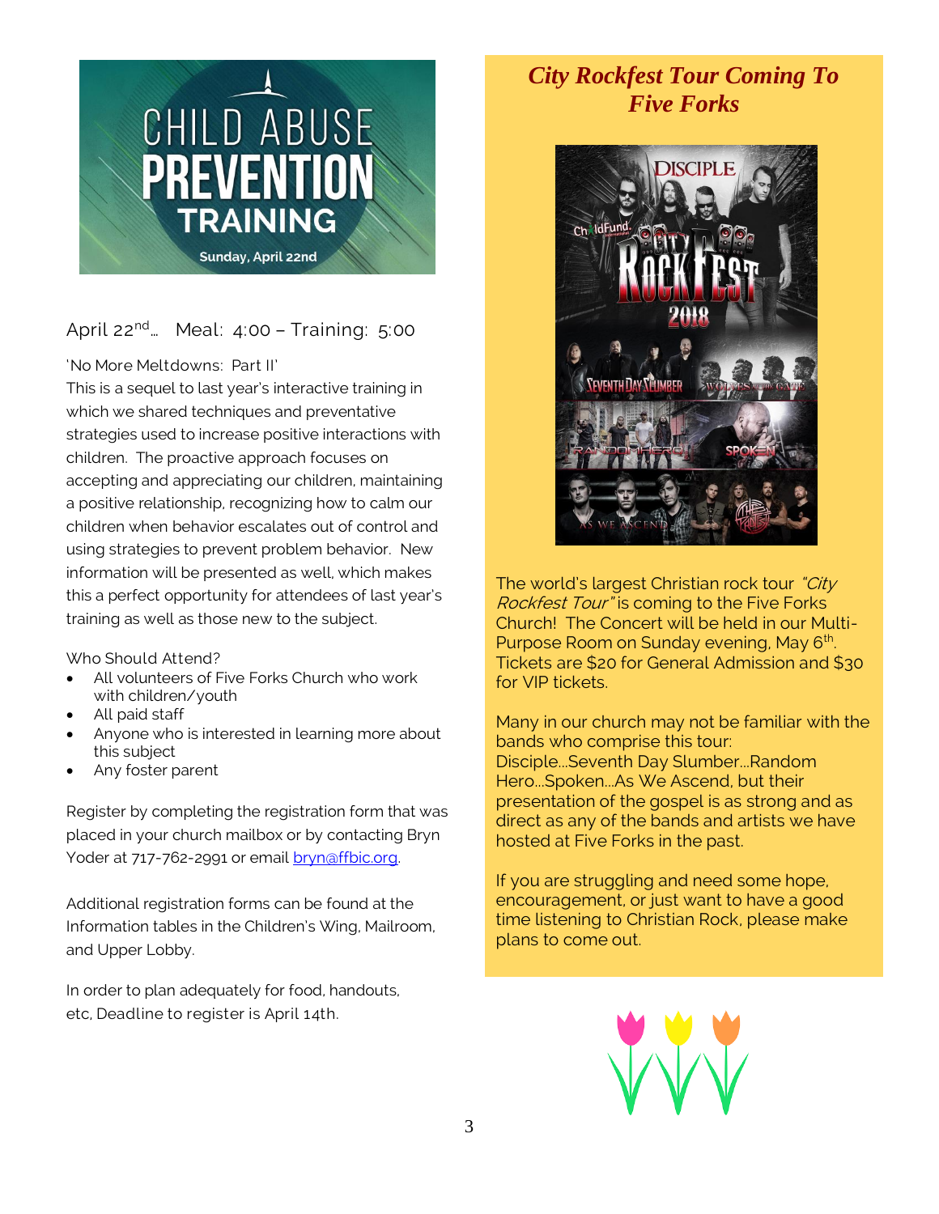# CHILD ABUSE PREVENTION TRAINING

Sunday, April 22nd

April 22nd… Meal: 4:00 – Training: 5:00

'No More Meltdowns: Part II'

This is a sequel to last year's interactive training in which we shared techniques and preventative strategies used to increase positive interactions with children. The proactive approach focuses on accepting and appreciating our children, maintaining a positive relationship, recognizing how to calm our children when behavior escalates out of control and using strategies to prevent problem behavior. New information will be presented as well, which makes this a perfect opportunity for attendees of last year's training as well as those new to the subject.

Who Should Attend?

- All volunteers of Five Forks Church who work with children/youth
- All paid staff
- Anyone who is interested in learning more about this subject
- Any foster parent

Register by completing the registration form that was placed in your church mailbox or by contacting Bryn Yoder at 717-762-2991 or email [bryn@ffbic.org](mailto:bryn@ffbic.org).

Additional registration forms can be found at the Information tables in the Children's Wing, Mailroom, and Upper Lobby.

In order to plan adequately for food, handouts, etc, Deadline to register is April 14th.

## *City Rockfest Tour Coming To Five Forks*

The world's largest Christian rock tour *"City Rockfest Tour"* is coming to the Five Forks Church! The Concert will be held in our Multi-Purpose Room on Sunday evening, May 6th. Tickets are $20 for General Admission and $30 for VIP tickets.

Many in our church may not be familiar with the bands who comprise this tour: Disciple…Seventh Day Slumber…Random Hero…Spoken…As We Ascend, but their presentation of the gospel is as strong and as direct as any of the bands and artists we have hosted at Five Forks in the past.

If you are struggling and need some hope, encouragement, or just want to have a good time listening to Christian Rock, please make plans to come out.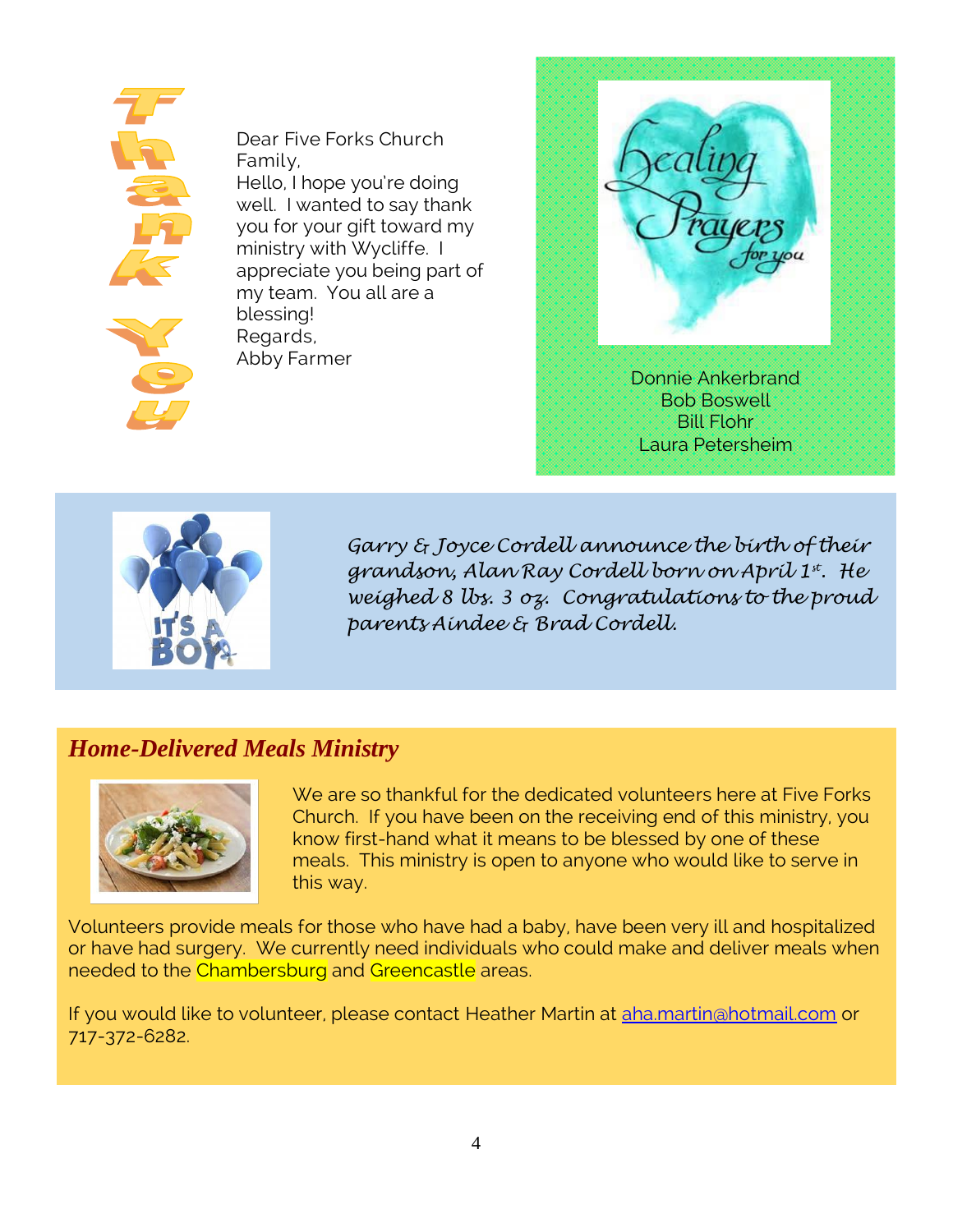**Thank You**

Dear Five Forks Church Family,
Hello, I hope you're doing well. I wanted to say thank you for your gift toward my ministry with Wycliffe. I appreciate you being part of my team. You all are a blessing!
Regards,
Abby Farmer

**Healing Prayers for you**

Donnie Ankerbrand
Bob Boswell
Bill Flohr
Laura Petersheim

*Garry & Joyce Cordell announce the birth of their grandson, Alan Ray Cordell born on April 1st. He weighed 8 lbs. 3 oz. Congratulations to the proud parents Aindee & Brad Cordell.*

## *Home-Delivered Meals Ministry*

We are so thankful for the dedicated volunteers here at Five Forks Church. If you have been on the receiving end of this ministry, you know first-hand what it means to be blessed by one of these meals. This ministry is open to anyone who would like to serve in this way.

Volunteers provide meals for those who have had a baby, have been very ill and hospitalized or have had surgery. We currently need individuals who could make and deliver meals when needed to the Chambersburg and Greencastle areas.

If you would like to volunteer, please contact Heather Martin at aha.martin@hotmail.com or 717-372-6282.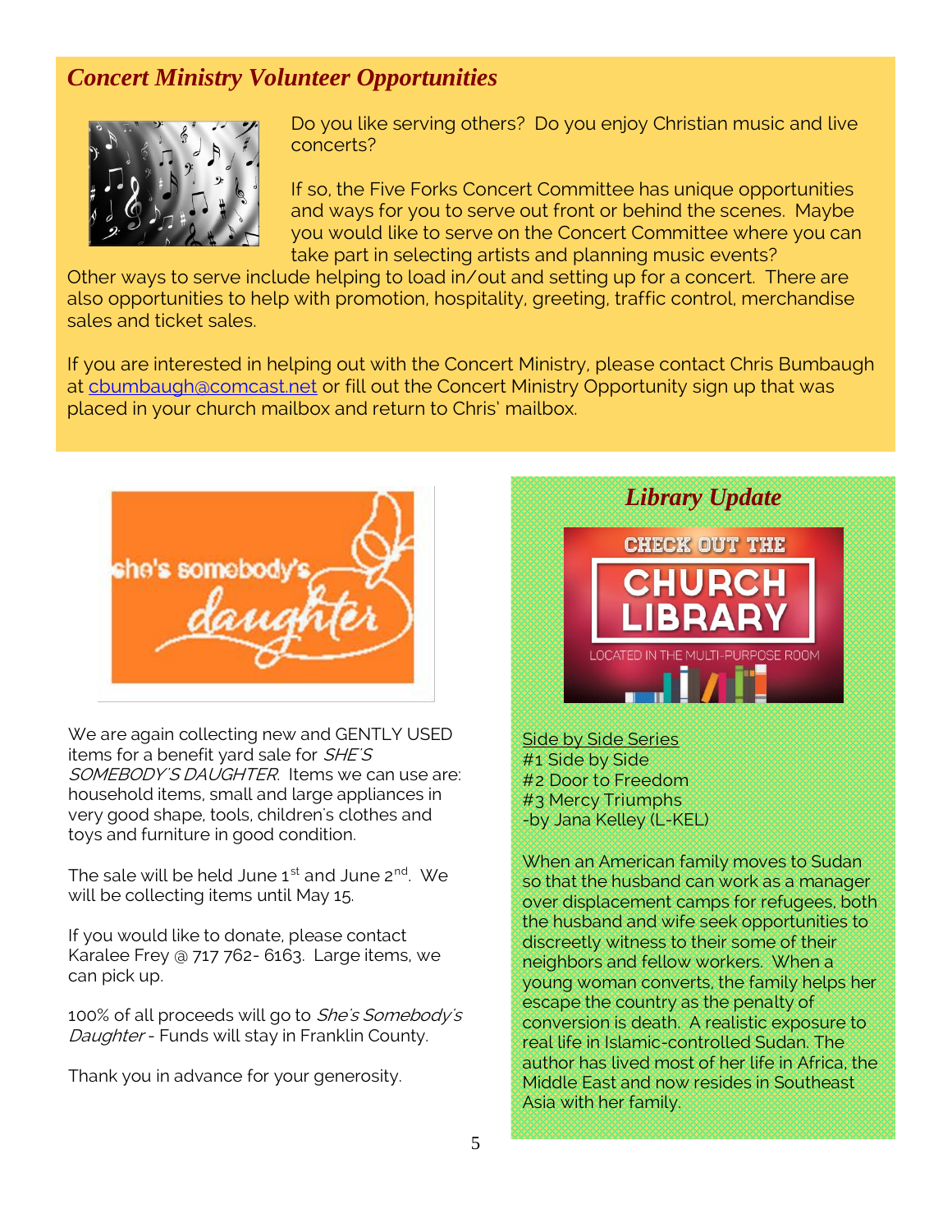## *Concert Ministry Volunteer Opportunities*

Do you like serving others? Do you enjoy Christian music and live concerts?

If so, the Five Forks Concert Committee has unique opportunities and ways for you to serve out front or behind the scenes. Maybe you would like to serve on the Concert Committee where you can take part in selecting artists and planning music events? Other ways to serve include helping to load in/out and setting up for a concert. There are also opportunities to help with promotion, hospitality, greeting, traffic control, merchandise sales and ticket sales.

If you are interested in helping out with the Concert Ministry, please contact Chris Bumbaugh at [cbumbaugh@comcast.net](mailto:cbumbaugh@comcast.net) or fill out the Concert Ministry Opportunity sign up that was placed in your church mailbox and return to Chris' mailbox.

she's somebody's daughter

We are again collecting new and GENTLY USED items for a benefit yard sale for *SHE'S SOMEBODY'S DAUGHTER*. Items we can use are: household items, small and large appliances in very good shape, tools, children's clothes and toys and furniture in good condition.

The sale will be held June 1st and June 2nd. We will be collecting items until May 15.

If you would like to donate, please contact Karalee Frey @ 717 762- 6163. Large items, we can pick up.

100% of all proceeds will go to *She's Somebody's Daughter* - Funds will stay in Franklin County.

Thank you in advance for your generosity.

## *Library Update*

CHECK OUT THE CHURCH LIBRARY

LOCATED IN THE MULTI-PURPOSE ROOM

<u>Side by Side Series</u>
#1 Side by Side
#2 Door to Freedom
#3 Mercy Triumphs
-by Jana Kelley (L-KEL)

When an American family moves to Sudan so that the husband can work as a manager over displacement camps for refugees, both the husband and wife seek opportunities to discreetly witness to their some of their neighbors and fellow workers. When a young woman converts, the family helps her escape the country as the penalty of conversion is death. A realistic exposure to real life in Islamic-controlled Sudan. The author has lived most of her life in Africa, the Middle East and now resides in Southeast Asia with her family.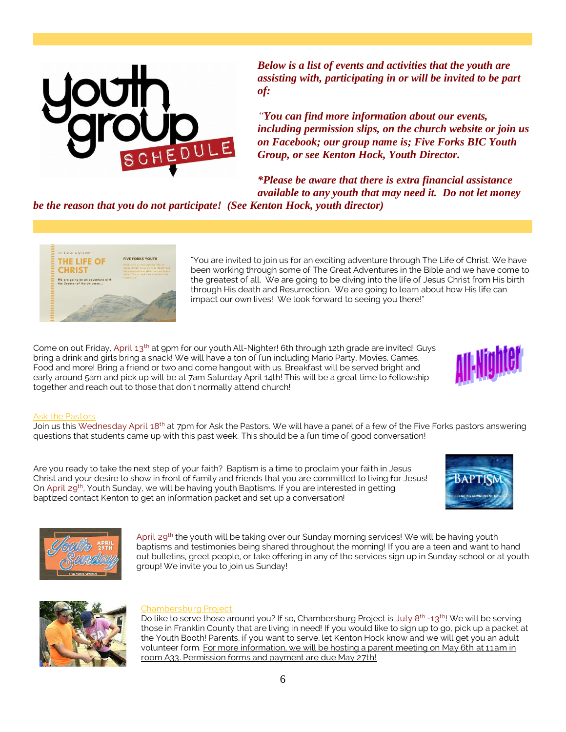*Below is a list of events and activities that the youth are assisting with, participating in or will be invited to be part of:*

*"You can find more information about our events, including permission slips, on the church website or join us on Facebook; our group name is; Five Forks BIC Youth Group, or see Kenton Hock, Youth Director.*

*\*Please be aware that there is extra financial assistance available to any youth that may need it. Do not let money be the reason that you do not participate! (See Kenton Hock, youth director)*

"You are invited to join us for an exciting adventure through The Life of Christ. We have been working through some of The Great Adventures in the Bible and we have come to the greatest of all. We are going to be diving into the life of Jesus Christ from His birth through His death and Resurrection. We are going to learn about how His life can impact our own lives! We look forward to seeing you there!"

Come on out Friday, April 13th at 9pm for our youth All-Nighter! 6th through 12th grade are invited! Guys bring a drink and girls bring a snack! We will have a ton of fun including Mario Party, Movies, Games, Food and more! Bring a friend or two and come hangout with us. Breakfast will be served bright and early around 5am and pick up will be at 7am Saturday April 14th! This will be a great time to fellowship together and reach out to those that don't normally attend church!

Ask the Pastors

Join us this Wednesday April 18th at 7pm for Ask the Pastors. We will have a panel of a few of the Five Forks pastors answering questions that students came up with this past week. This should be a fun time of good conversation!

Are you ready to take the next step of your faith? Baptism is a time to proclaim your faith in Jesus Christ and your desire to show in front of family and friends that you are committed to living for Jesus! On April 29th, Youth Sunday, we will be having youth Baptisms. If you are interested in getting baptized contact Kenton to get an information packet and set up a conversation!

April 29th the youth will be taking over our Sunday morning services! We will be having youth baptisms and testimonies being shared throughout the morning! If you are a teen and want to hand out bulletins, greet people, or take offering in any of the services sign up in Sunday school or at youth group! We invite you to join us Sunday!

Chambersburg Project

Do like to serve those around you? If so, Chambersburg Project is July 8th -13th! We will be serving those in Franklin County that are living in need! If you would like to sign up to go, pick up a packet at the Youth Booth! Parents, if you want to serve, let Kenton Hock know and we will get you an adult volunteer form. For more information, we will be hosting a parent meeting on May 6th at 11am in room A33. Permission forms and payment are due May 27th!